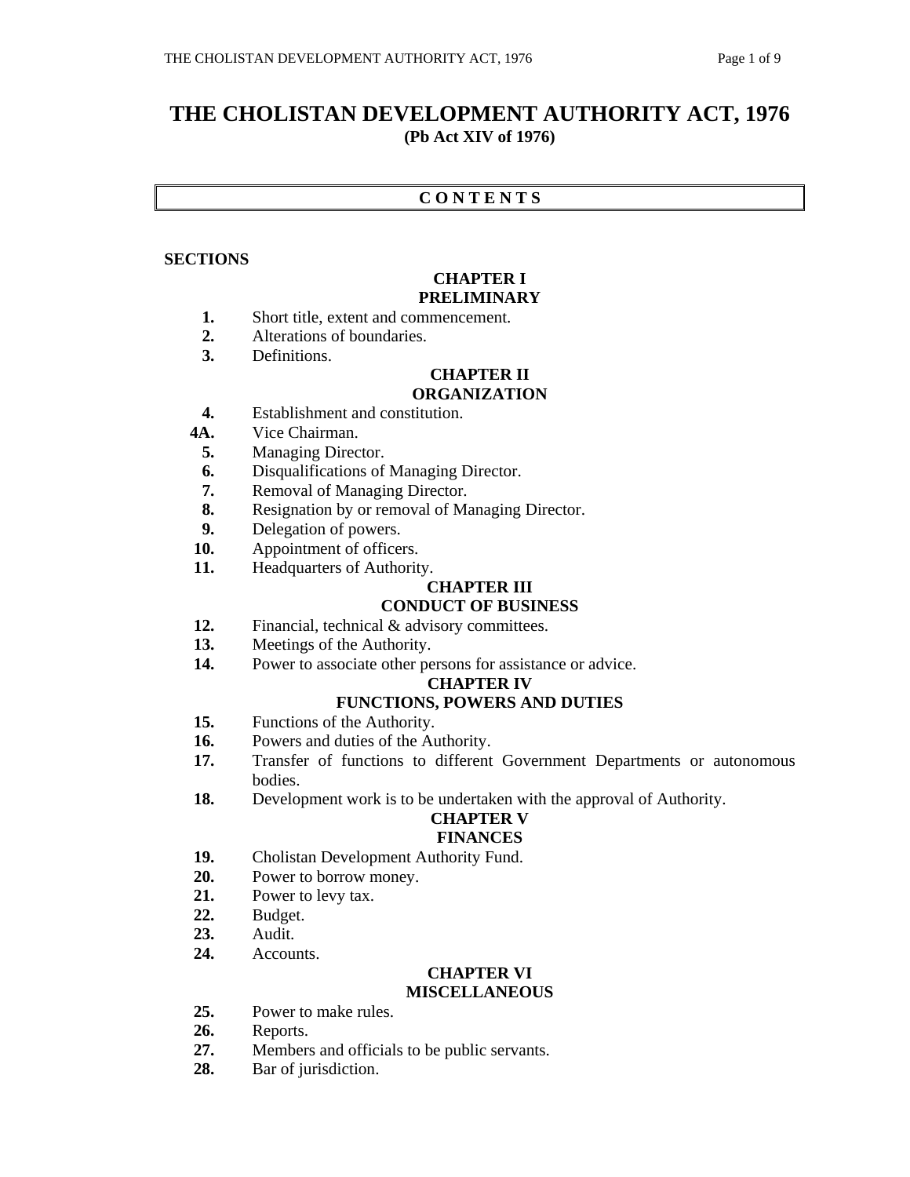# THE CHOLISTAN DEVELOPMENT AUTHORITY ACT, 1976

**(Pb Act XIV of 1976)**

## C O N T E N T S

**SECTIONS**

### CHAPTER I
### PRELIMINARY

**1.** Short title, extent and commencement.
**2.** Alterations of boundaries.
**3.** Definitions.

### CHAPTER II
### ORGANIZATION

**4.** Establishment and constitution.
**4A.** Vice Chairman.
**5.** Managing Director.
**6.** Disqualifications of Managing Director.
**7.** Removal of Managing Director.
**8.** Resignation by or removal of Managing Director.
**9.** Delegation of powers.
**10.** Appointment of officers.
**11.** Headquarters of Authority.

### CHAPTER III
### CONDUCT OF BUSINESS

**12.** Financial, technical & advisory committees.
**13.** Meetings of the Authority.
**14.** Power to associate other persons for assistance or advice.

### CHAPTER IV
### FUNCTIONS, POWERS AND DUTIES

**15.** Functions of the Authority.
**16.** Powers and duties of the Authority.
**17.** Transfer of functions to different Government Departments or autonomous bodies.
**18.** Development work is to be undertaken with the approval of Authority.

### CHAPTER V
### FINANCES

**19.** Cholistan Development Authority Fund.
**20.** Power to borrow money.
**21.** Power to levy tax.
**22.** Budget.
**23.** Audit.
**24.** Accounts.

### CHAPTER VI
### MISCELLANEOUS

**25.** Power to make rules.
**26.** Reports.
**27.** Members and officials to be public servants.
**28.** Bar of jurisdiction.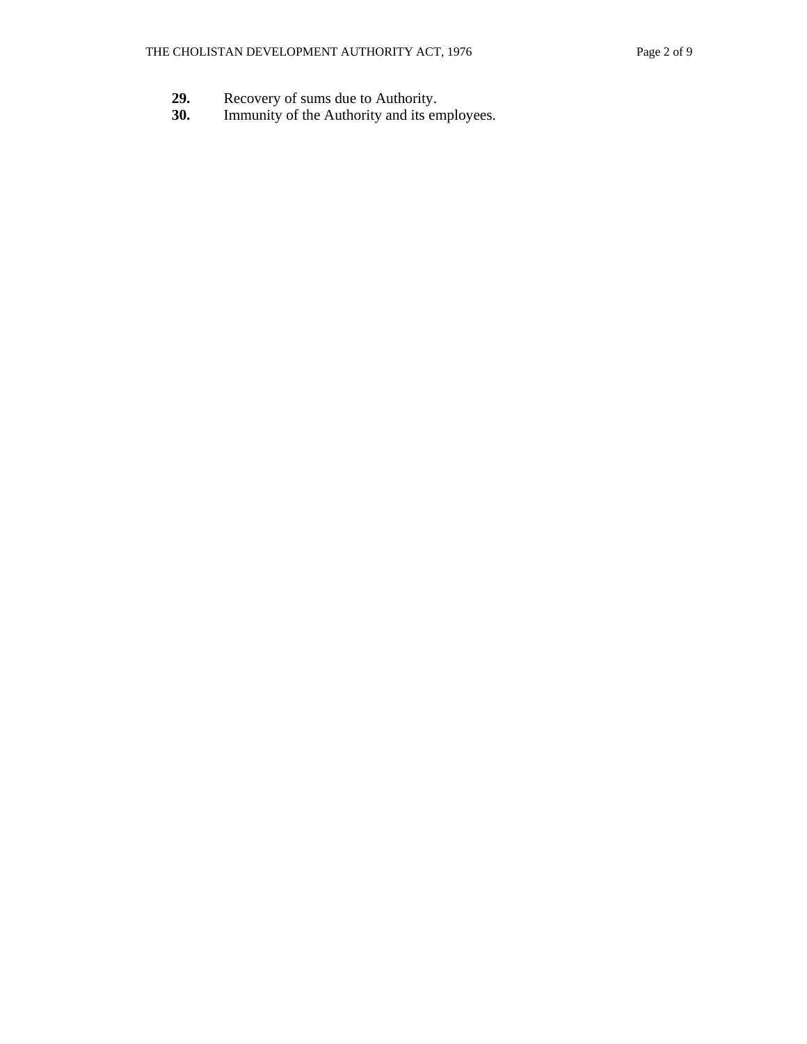**29.** Recovery of sums due to Authority.
**30.** Immunity of the Authority and its employees.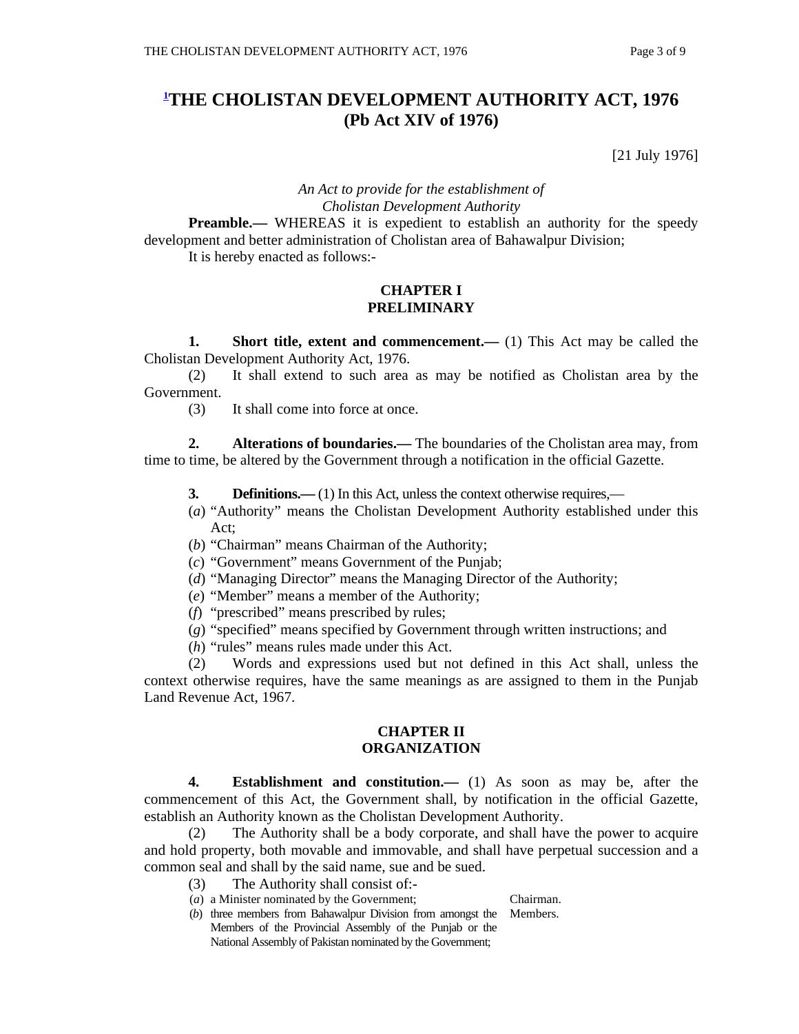# [1]THE CHOLISTAN DEVELOPMENT AUTHORITY ACT, 1976
## (Pb Act XIV of 1976)

[21 July 1976]

*An Act to provide for the establishment of*
*Cholistan Development Authority*

**Preamble.—** WHEREAS it is expedient to establish an authority for the speedy development and better administration of Cholistan area of Bahawalpur Division;

It is hereby enacted as follows:-

### CHAPTER I
### PRELIMINARY

**1. Short title, extent and commencement.—** (1) This Act may be called the Cholistan Development Authority Act, 1976.

(2) It shall extend to such area as may be notified as Cholistan area by the Government.

(3) It shall come into force at once.

**2. Alterations of boundaries.—** The boundaries of the Cholistan area may, from time to time, be altered by the Government through a notification in the official Gazette.

**3. Definitions.—** (1) In this Act, unless the context otherwise requires,—

(*a*) "Authority" means the Cholistan Development Authority established under this Act;

(*b*) "Chairman" means Chairman of the Authority;

(*c*) "Government" means Government of the Punjab;

(*d*) "Managing Director" means the Managing Director of the Authority;

(*e*) "Member" means a member of the Authority;

(*f*) "prescribed" means prescribed by rules;

(*g*) "specified" means specified by Government through written instructions; and

(*h*) "rules" means rules made under this Act.

(2) Words and expressions used but not defined in this Act shall, unless the context otherwise requires, have the same meanings as are assigned to them in the Punjab Land Revenue Act, 1967.

### CHAPTER II
### ORGANIZATION

**4. Establishment and constitution.—** (1) As soon as may be, after the commencement of this Act, the Government shall, by notification in the official Gazette, establish an Authority known as the Cholistan Development Authority.

(2) The Authority shall be a body corporate, and shall have the power to acquire and hold property, both movable and immovable, and shall have perpetual succession and a common seal and shall by the said name, sue and be sued.

(3) The Authority shall consist of:-

(*a*) a Minister nominated by the Government; — Chairman.

(*b*) three members from Bahawalpur Division from amongst the Members of the Provincial Assembly of the Punjab or the National Assembly of Pakistan nominated by the Government; — Members.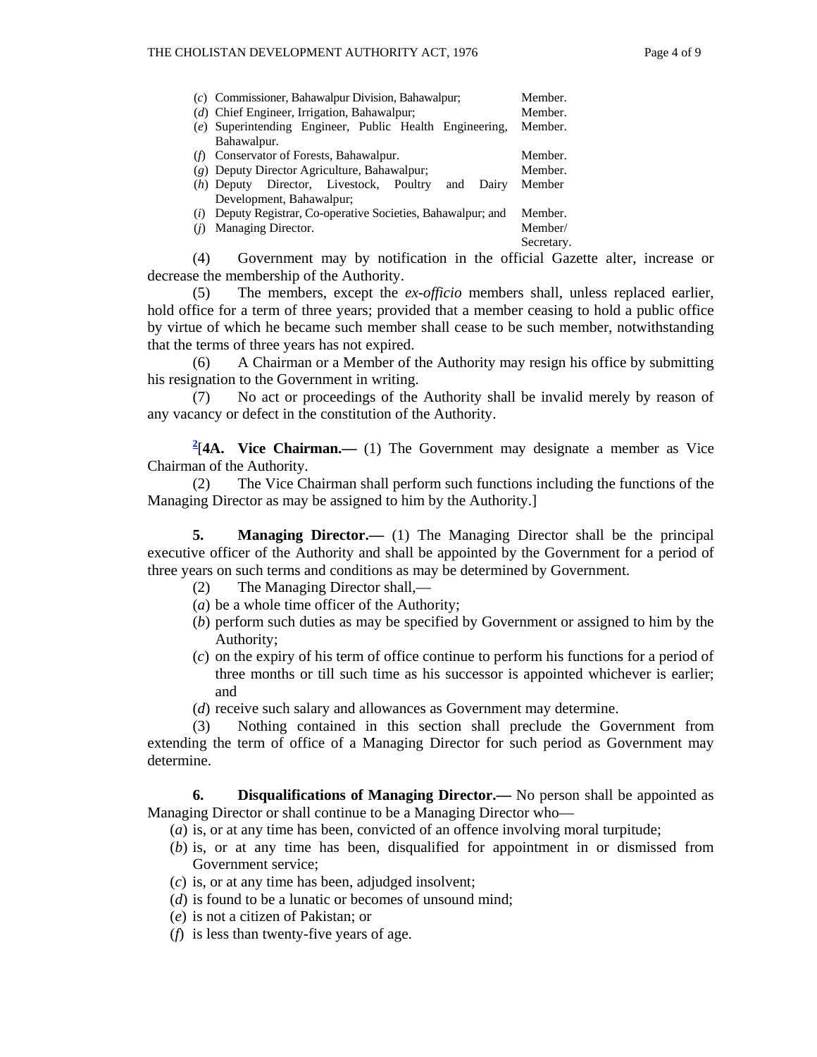| | | |
|---|---|---|
| (*c*) | Commissioner, Bahawalpur Division, Bahawalpur; | Member. |
| (*d*) | Chief Engineer, Irrigation, Bahawalpur; | Member. |
| (*e*) | Superintending Engineer, Public Health Engineering, Bahawalpur. | Member. |
| (*f*) | Conservator of Forests, Bahawalpur. | Member. |
| (*g*) | Deputy Director Agriculture, Bahawalpur; | Member. |
| (*h*) | Deputy Director, Livestock, Poultry and Dairy Development, Bahawalpur; | Member |
| (*i*) | Deputy Registrar, Co-operative Societies, Bahawalpur; and | Member. |
| (*j*) | Managing Director. | Member/ Secretary. |

(4) Government may by notification in the official Gazette alter, increase or decrease the membership of the Authority.

(5) The members, except the *ex-officio* members shall, unless replaced earlier, hold office for a term of three years; provided that a member ceasing to hold a public office by virtue of which he became such member shall cease to be such member, notwithstanding that the terms of three years has not expired.

(6) A Chairman or a Member of the Authority may resign his office by submitting his resignation to the Government in writing.

(7) No act or proceedings of the Authority shall be invalid merely by reason of any vacancy or defect in the constitution of the Authority.

[2][**4A. Vice Chairman.—** (1) The Government may designate a member as Vice Chairman of the Authority.

(2) The Vice Chairman shall perform such functions including the functions of the Managing Director as may be assigned to him by the Authority.]

**5. Managing Director.—** (1) The Managing Director shall be the principal executive officer of the Authority and shall be appointed by the Government for a period of three years on such terms and conditions as may be determined by Government.

(2) The Managing Director shall,—

(*a*) be a whole time officer of the Authority;

(*b*) perform such duties as may be specified by Government or assigned to him by the Authority;

(*c*) on the expiry of his term of office continue to perform his functions for a period of three months or till such time as his successor is appointed whichever is earlier; and

(*d*) receive such salary and allowances as Government may determine.

(3) Nothing contained in this section shall preclude the Government from extending the term of office of a Managing Director for such period as Government may determine.

**6. Disqualifications of Managing Director.—** No person shall be appointed as Managing Director or shall continue to be a Managing Director who—

(*a*) is, or at any time has been, convicted of an offence involving moral turpitude;

(*b*) is, or at any time has been, disqualified for appointment in or dismissed from Government service;

(*c*) is, or at any time has been, adjudged insolvent;

(*d*) is found to be a lunatic or becomes of unsound mind;

(*e*) is not a citizen of Pakistan; or

(*f*) is less than twenty-five years of age.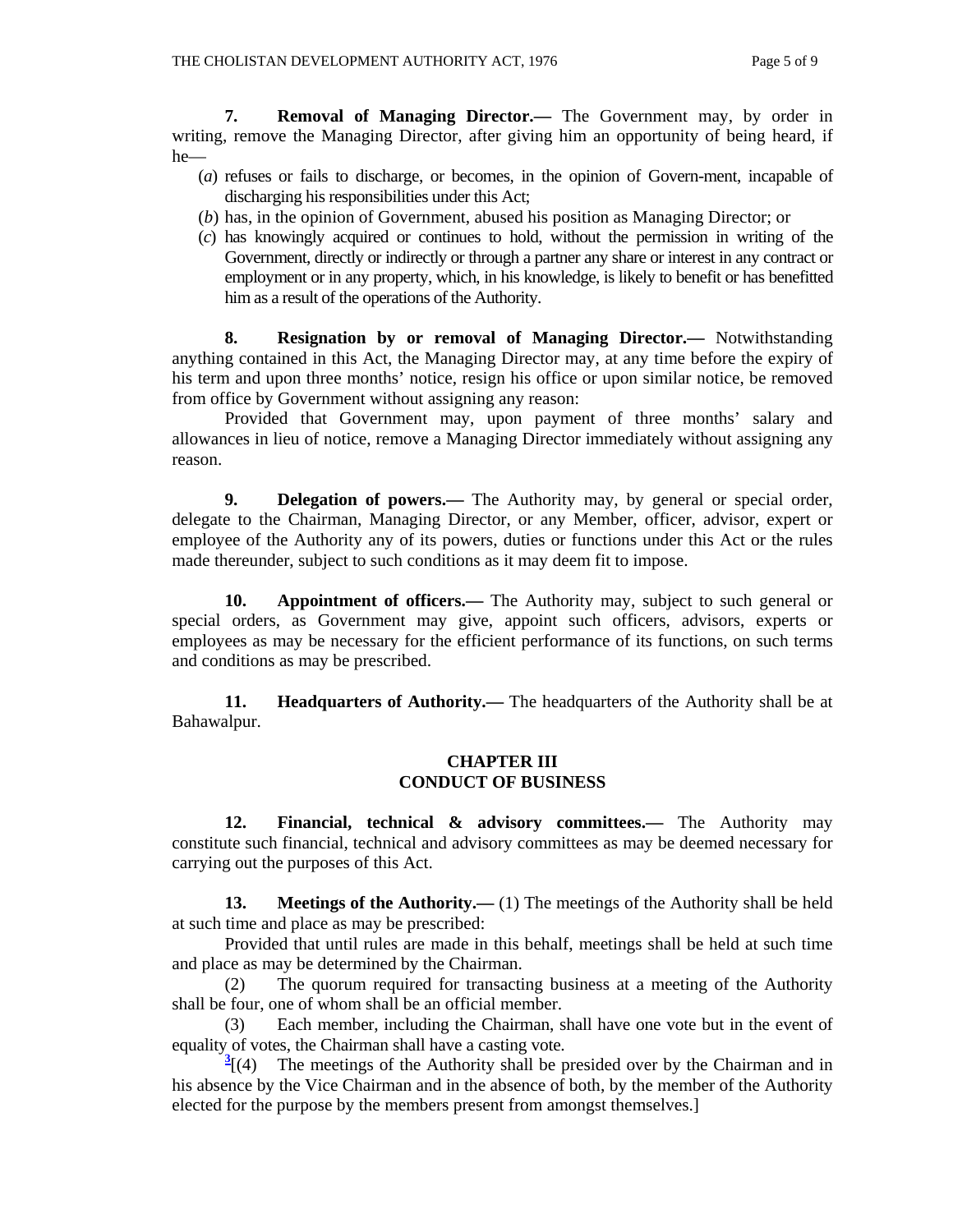**7. Removal of Managing Director.—** The Government may, by order in writing, remove the Managing Director, after giving him an opportunity of being heard, if he—

(*a*) refuses or fails to discharge, or becomes, in the opinion of Govern-ment, incapable of discharging his responsibilities under this Act;

(*b*) has, in the opinion of Government, abused his position as Managing Director; or

(*c*) has knowingly acquired or continues to hold, without the permission in writing of the Government, directly or indirectly or through a partner any share or interest in any contract or employment or in any property, which, in his knowledge, is likely to benefit or has benefitted him as a result of the operations of the Authority.

**8. Resignation by or removal of Managing Director.—** Notwithstanding anything contained in this Act, the Managing Director may, at any time before the expiry of his term and upon three months' notice, resign his office or upon similar notice, be removed from office by Government without assigning any reason:

Provided that Government may, upon payment of three months' salary and allowances in lieu of notice, remove a Managing Director immediately without assigning any reason.

**9. Delegation of powers.—** The Authority may, by general or special order, delegate to the Chairman, Managing Director, or any Member, officer, advisor, expert or employee of the Authority any of its powers, duties or functions under this Act or the rules made thereunder, subject to such conditions as it may deem fit to impose.

**10. Appointment of officers.—** The Authority may, subject to such general or special orders, as Government may give, appoint such officers, advisors, experts or employees as may be necessary for the efficient performance of its functions, on such terms and conditions as may be prescribed.

**11. Headquarters of Authority.—** The headquarters of the Authority shall be at Bahawalpur.

## CHAPTER III
## CONDUCT OF BUSINESS

**12. Financial, technical & advisory committees.—** The Authority may constitute such financial, technical and advisory committees as may be deemed necessary for carrying out the purposes of this Act.

**13. Meetings of the Authority.—** (1) The meetings of the Authority shall be held at such time and place as may be prescribed:

Provided that until rules are made in this behalf, meetings shall be held at such time and place as may be determined by the Chairman.

(2) The quorum required for transacting business at a meeting of the Authority shall be four, one of whom shall be an official member.

(3) Each member, including the Chairman, shall have one vote but in the event of equality of votes, the Chairman shall have a casting vote.

[3][(4) The meetings of the Authority shall be presided over by the Chairman and in his absence by the Vice Chairman and in the absence of both, by the member of the Authority elected for the purpose by the members present from amongst themselves.]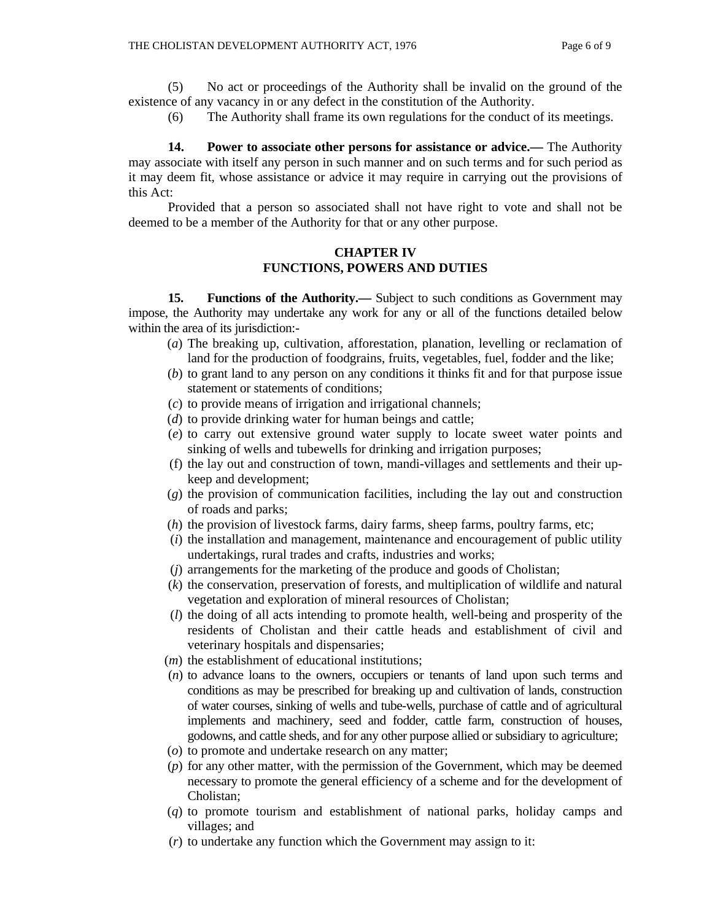(5) No act or proceedings of the Authority shall be invalid on the ground of the existence of any vacancy in or any defect in the constitution of the Authority.

(6) The Authority shall frame its own regulations for the conduct of its meetings.

**14. Power to associate other persons for assistance or advice.—** The Authority may associate with itself any person in such manner and on such terms and for such period as it may deem fit, whose assistance or advice it may require in carrying out the provisions of this Act:

Provided that a person so associated shall not have right to vote and shall not be deemed to be a member of the Authority for that or any other purpose.

## CHAPTER IV
## FUNCTIONS, POWERS AND DUTIES

**15. Functions of the Authority.—** Subject to such conditions as Government may impose, the Authority may undertake any work for any or all of the functions detailed below within the area of its jurisdiction:-

(*a*) The breaking up, cultivation, afforestation, planation, levelling or reclamation of land for the production of foodgrains, fruits, vegetables, fuel, fodder and the like;

(*b*) to grant land to any person on any conditions it thinks fit and for that purpose issue statement or statements of conditions;

(*c*) to provide means of irrigation and irrigational channels;

(*d*) to provide drinking water for human beings and cattle;

(*e*) to carry out extensive ground water supply to locate sweet water points and sinking of wells and tubewells for drinking and irrigation purposes;

(f) the lay out and construction of town, mandi-villages and settlements and their up-keep and development;

(*g*) the provision of communication facilities, including the lay out and construction of roads and parks;

(*h*) the provision of livestock farms, dairy farms, sheep farms, poultry farms, etc;

(*i*) the installation and management, maintenance and encouragement of public utility undertakings, rural trades and crafts, industries and works;

(*j*) arrangements for the marketing of the produce and goods of Cholistan;

(*k*) the conservation, preservation of forests, and multiplication of wildlife and natural vegetation and exploration of mineral resources of Cholistan;

(*l*) the doing of all acts intending to promote health, well-being and prosperity of the residents of Cholistan and their cattle heads and establishment of civil and veterinary hospitals and dispensaries;

(*m*) the establishment of educational institutions;

(*n*) to advance loans to the owners, occupiers or tenants of land upon such terms and conditions as may be prescribed for breaking up and cultivation of lands, construction of water courses, sinking of wells and tube-wells, purchase of cattle and of agricultural implements and machinery, seed and fodder, cattle farm, construction of houses, godowns, and cattle sheds, and for any other purpose allied or subsidiary to agriculture;

(*o*) to promote and undertake research on any matter;

(*p*) for any other matter, with the permission of the Government, which may be deemed necessary to promote the general efficiency of a scheme and for the development of Cholistan;

(*q*) to promote tourism and establishment of national parks, holiday camps and villages; and

(*r*) to undertake any function which the Government may assign to it: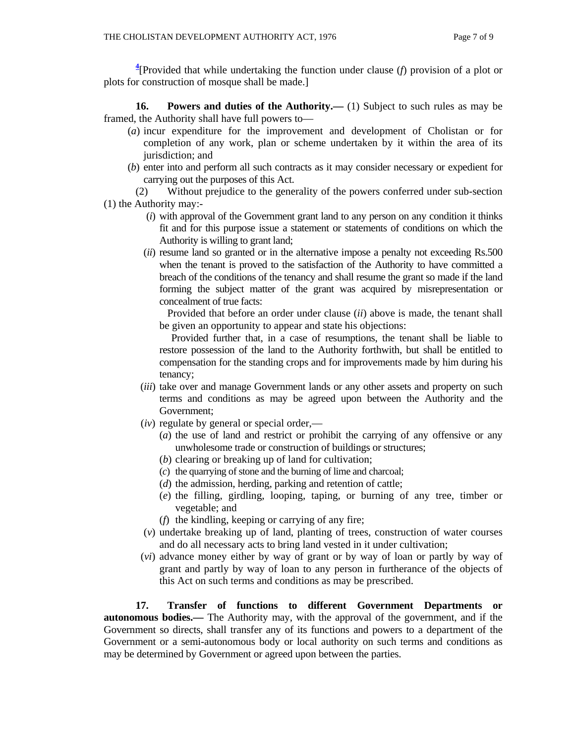[4][Provided that while undertaking the function under clause (*f*) provision of a plot or plots for construction of mosque shall be made.]

**16. Powers and duties of the Authority.—** (1) Subject to such rules as may be framed, the Authority shall have full powers to—

(*a*) incur expenditure for the improvement and development of Cholistan or for completion of any work, plan or scheme undertaken by it within the area of its jurisdiction; and

(*b*) enter into and perform all such contracts as it may consider necessary or expedient for carrying out the purposes of this Act.

(2) Without prejudice to the generality of the powers conferred under sub-section (1) the Authority may:-

(*i*) with approval of the Government grant land to any person on any condition it thinks fit and for this purpose issue a statement or statements of conditions on which the Authority is willing to grant land;

(*ii*) resume land so granted or in the alternative impose a penalty not exceeding Rs.500 when the tenant is proved to the satisfaction of the Authority to have committed a breach of the conditions of the tenancy and shall resume the grant so made if the land forming the subject matter of the grant was acquired by misrepresentation or concealment of true facts:

Provided that before an order under clause (*ii*) above is made, the tenant shall be given an opportunity to appear and state his objections:

Provided further that, in a case of resumptions, the tenant shall be liable to restore possession of the land to the Authority forthwith, but shall be entitled to compensation for the standing crops and for improvements made by him during his tenancy;

(*iii*) take over and manage Government lands or any other assets and property on such terms and conditions as may be agreed upon between the Authority and the Government;

(*iv*) regulate by general or special order,—

(*a*) the use of land and restrict or prohibit the carrying of any offensive or any unwholesome trade or construction of buildings or structures;

(*b*) clearing or breaking up of land for cultivation;

(*c*) the quarrying of stone and the burning of lime and charcoal;

(*d*) the admission, herding, parking and retention of cattle;

(*e*) the filling, girdling, looping, taping, or burning of any tree, timber or vegetable; and

(*f*) the kindling, keeping or carrying of any fire;

(*v*) undertake breaking up of land, planting of trees, construction of water courses and do all necessary acts to bring land vested in it under cultivation;

(*vi*) advance money either by way of grant or by way of loan or partly by way of grant and partly by way of loan to any person in furtherance of the objects of this Act on such terms and conditions as may be prescribed.

**17. Transfer of functions to different Government Departments or autonomous bodies.—** The Authority may, with the approval of the government, and if the Government so directs, shall transfer any of its functions and powers to a department of the Government or a semi-autonomous body or local authority on such terms and conditions as may be determined by Government or agreed upon between the parties.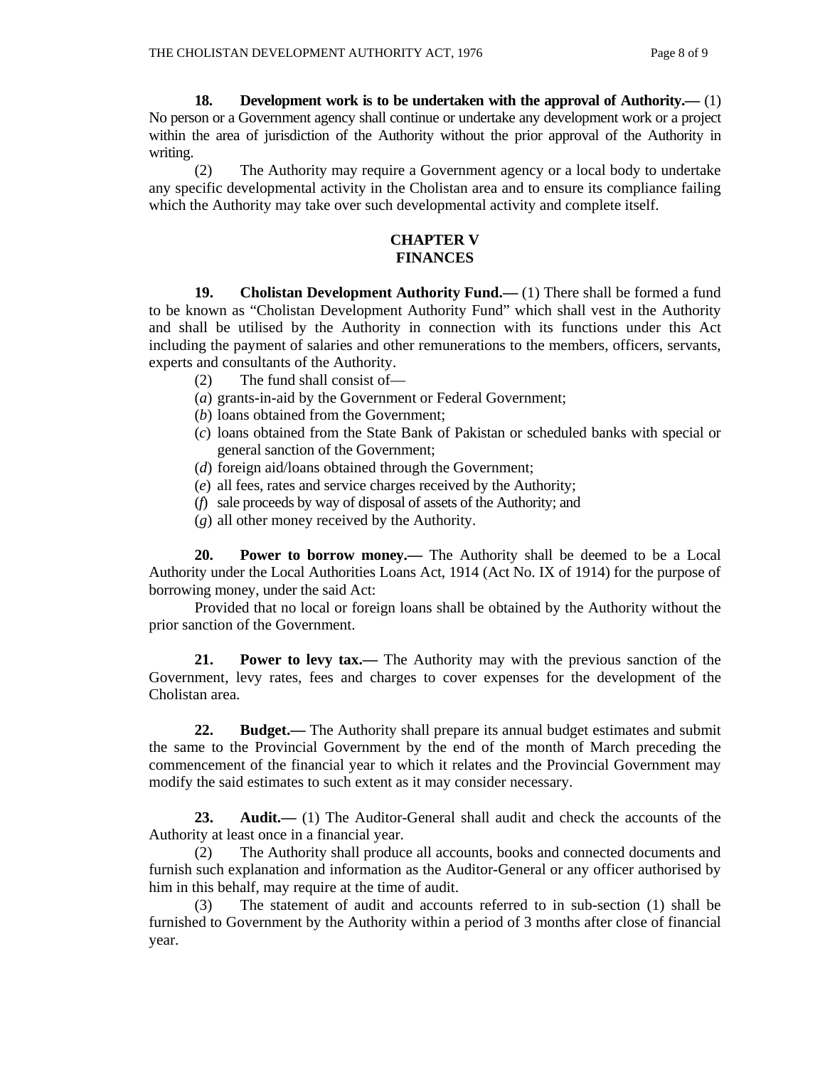**18. Development work is to be undertaken with the approval of Authority.—** (1) No person or a Government agency shall continue or undertake any development work or a project within the area of jurisdiction of the Authority without the prior approval of the Authority in writing.

(2) The Authority may require a Government agency or a local body to undertake any specific developmental activity in the Cholistan area and to ensure its compliance failing which the Authority may take over such developmental activity and complete itself.

## CHAPTER V
## FINANCES

**19. Cholistan Development Authority Fund.—** (1) There shall be formed a fund to be known as "Cholistan Development Authority Fund" which shall vest in the Authority and shall be utilised by the Authority in connection with its functions under this Act including the payment of salaries and other remunerations to the members, officers, servants, experts and consultants of the Authority.

(2) The fund shall consist of—

(*a*) grants-in-aid by the Government or Federal Government;

(*b*) loans obtained from the Government;

(*c*) loans obtained from the State Bank of Pakistan or scheduled banks with special or general sanction of the Government;

(*d*) foreign aid/loans obtained through the Government;

(*e*) all fees, rates and service charges received by the Authority;

(*f*) sale proceeds by way of disposal of assets of the Authority; and

(*g*) all other money received by the Authority.

**20. Power to borrow money.—** The Authority shall be deemed to be a Local Authority under the Local Authorities Loans Act, 1914 (Act No. IX of 1914) for the purpose of borrowing money, under the said Act:

Provided that no local or foreign loans shall be obtained by the Authority without the prior sanction of the Government.

**21. Power to levy tax.—** The Authority may with the previous sanction of the Government, levy rates, fees and charges to cover expenses for the development of the Cholistan area.

**22. Budget.—** The Authority shall prepare its annual budget estimates and submit the same to the Provincial Government by the end of the month of March preceding the commencement of the financial year to which it relates and the Provincial Government may modify the said estimates to such extent as it may consider necessary.

**23. Audit.—** (1) The Auditor-General shall audit and check the accounts of the Authority at least once in a financial year.

(2) The Authority shall produce all accounts, books and connected documents and furnish such explanation and information as the Auditor-General or any officer authorised by him in this behalf, may require at the time of audit.

(3) The statement of audit and accounts referred to in sub-section (1) shall be furnished to Government by the Authority within a period of 3 months after close of financial year.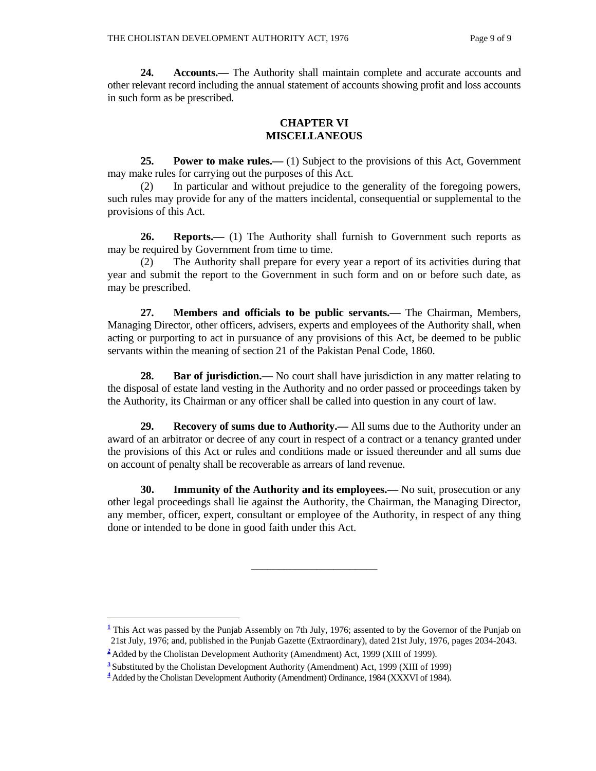**24. Accounts.—** The Authority shall maintain complete and accurate accounts and other relevant record including the annual statement of accounts showing profit and loss accounts in such form as be prescribed.

## CHAPTER VI
## MISCELLANEOUS

**25. Power to make rules.—** (1) Subject to the provisions of this Act, Government may make rules for carrying out the purposes of this Act.

(2) In particular and without prejudice to the generality of the foregoing powers, such rules may provide for any of the matters incidental, consequential or supplemental to the provisions of this Act.

**26. Reports.—** (1) The Authority shall furnish to Government such reports as may be required by Government from time to time.

(2) The Authority shall prepare for every year a report of its activities during that year and submit the report to the Government in such form and on or before such date, as may be prescribed.

**27. Members and officials to be public servants.—** The Chairman, Members, Managing Director, other officers, advisers, experts and employees of the Authority shall, when acting or purporting to act in pursuance of any provisions of this Act, be deemed to be public servants within the meaning of section 21 of the Pakistan Penal Code, 1860.

**28. Bar of jurisdiction.—** No court shall have jurisdiction in any matter relating to the disposal of estate land vesting in the Authority and no order passed or proceedings taken by the Authority, its Chairman or any officer shall be called into question in any court of law.

**29. Recovery of sums due to Authority.—** All sums due to the Authority under an award of an arbitrator or decree of any court in respect of a contract or a tenancy granted under the provisions of this Act or rules and conditions made or issued thereunder and all sums due on account of penalty shall be recoverable as arrears of land revenue.

**30. Immunity of the Authority and its employees.—** No suit, prosecution or any other legal proceedings shall lie against the Authority, the Chairman, the Managing Director, any member, officer, expert, consultant or employee of the Authority, in respect of any thing done or intended to be done in good faith under this Act.

---

[1] This Act was passed by the Punjab Assembly on 7th July, 1976; assented to by the Governor of the Punjab on 21st July, 1976; and, published in the Punjab Gazette (Extraordinary), dated 21st July, 1976, pages 2034-2043.

[2] Added by the Cholistan Development Authority (Amendment) Act, 1999 (XIII of 1999).

[3] Substituted by the Cholistan Development Authority (Amendment) Act, 1999 (XIII of 1999)

[4] Added by the Cholistan Development Authority (Amendment) Ordinance, 1984 (XXXVI of 1984).